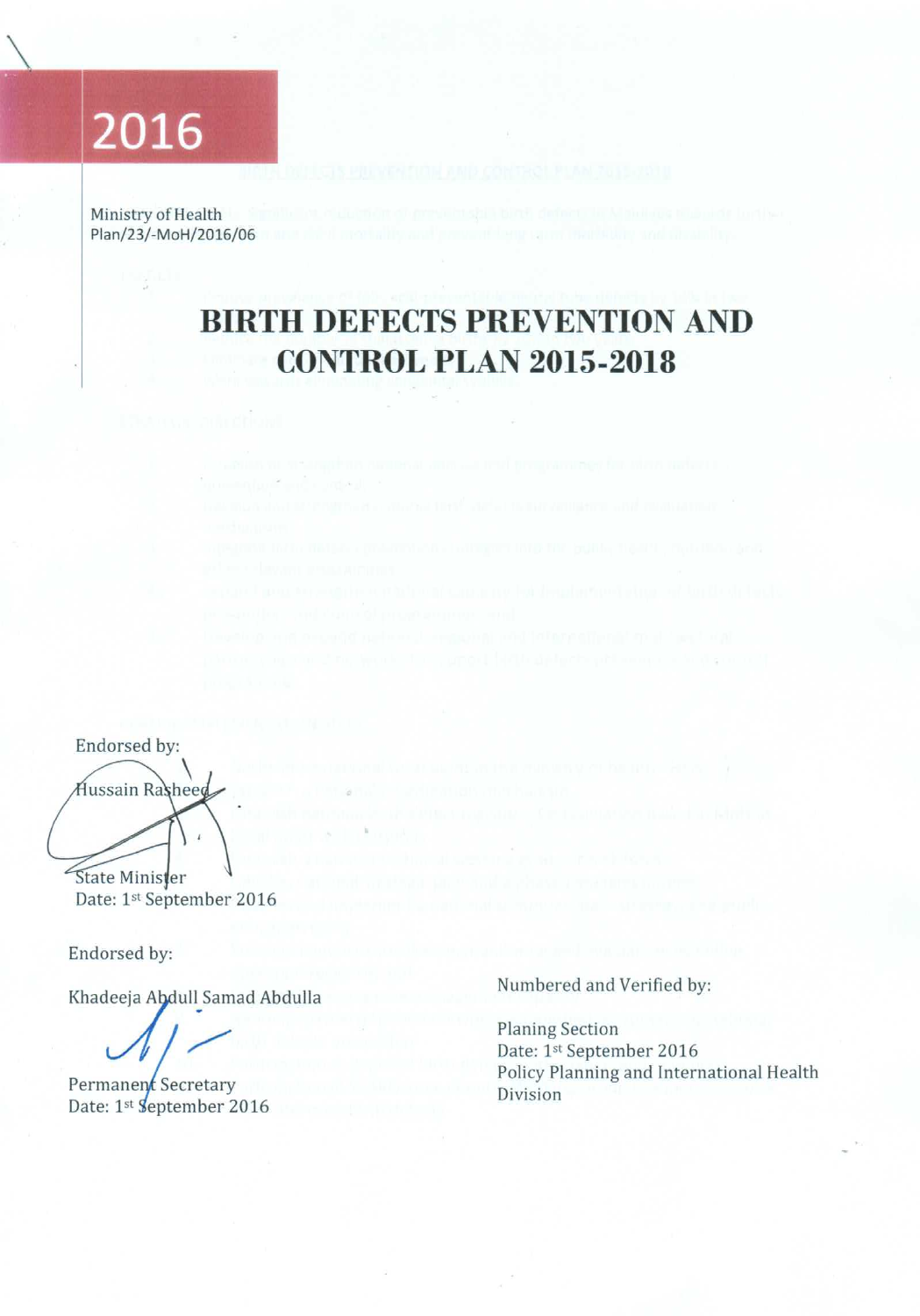2016

Ministry of Health
Plan/23/-MoH/2016/06

# BIRTH DEFECTS PREVENTION AND CONTROL PLAN 2015-2018

Endorsed by:

Hussain Rasheed

State Minister
Date: 1st September 2016

Endorsed by:

Khadeeja Abdull Samad Abdulla

Permanent Secretary
Date: 1st September 2016

Numbered and Verified by:

Planing Section
Date: 1st September 2016
Policy Planning and International Health Division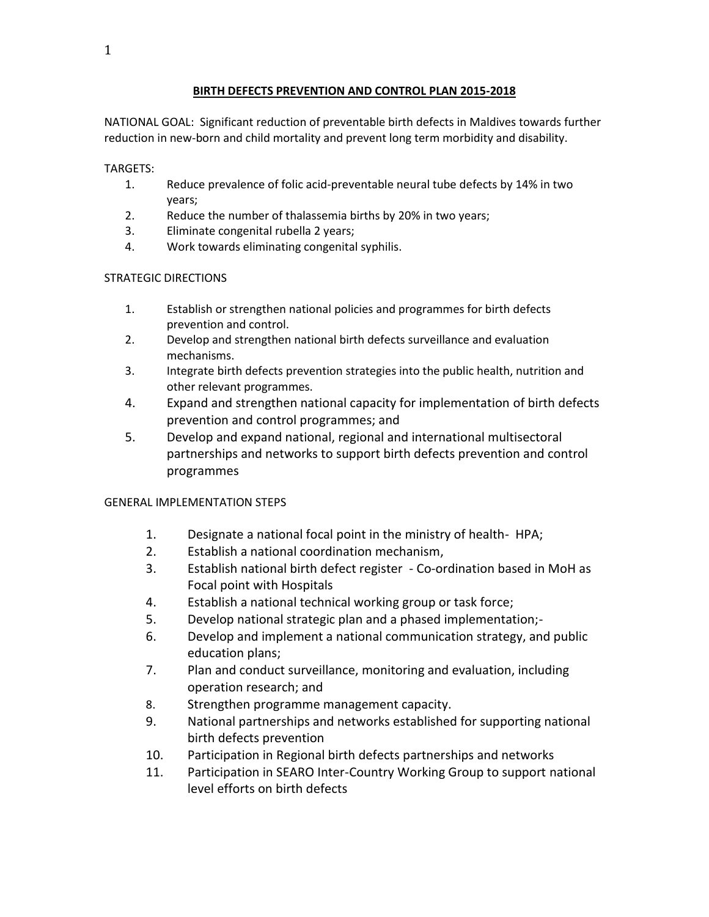# BIRTH DEFECTS PREVENTION AND CONTROL PLAN 2015-2018

NATIONAL GOAL: Significant reduction of preventable birth defects in Maldives towards further reduction in new-born and child mortality and prevent long term morbidity and disability.

TARGETS:

1. Reduce prevalence of folic acid-preventable neural tube defects by 14% in two years;
2. Reduce the number of thalassemia births by 20% in two years;
3. Eliminate congenital rubella 2 years;
4. Work towards eliminating congenital syphilis.

STRATEGIC DIRECTIONS

1. Establish or strengthen national policies and programmes for birth defects prevention and control.
2. Develop and strengthen national birth defects surveillance and evaluation mechanisms.
3. Integrate birth defects prevention strategies into the public health, nutrition and other relevant programmes.
4. Expand and strengthen national capacity for implementation of birth defects prevention and control programmes; and
5. Develop and expand national, regional and international multisectoral partnerships and networks to support birth defects prevention and control programmes

GENERAL IMPLEMENTATION STEPS

1. Designate a national focal point in the ministry of health- HPA;
2. Establish a national coordination mechanism,
3. Establish national birth defect register - Co-ordination based in MoH as Focal point with Hospitals
4. Establish a national technical working group or task force;
5. Develop national strategic plan and a phased implementation;-
6. Develop and implement a national communication strategy, and public education plans;
7. Plan and conduct surveillance, monitoring and evaluation, including operation research; and
8. Strengthen programme management capacity.
9. National partnerships and networks established for supporting national birth defects prevention
10. Participation in Regional birth defects partnerships and networks
11. Participation in SEARO Inter-Country Working Group to support national level efforts on birth defects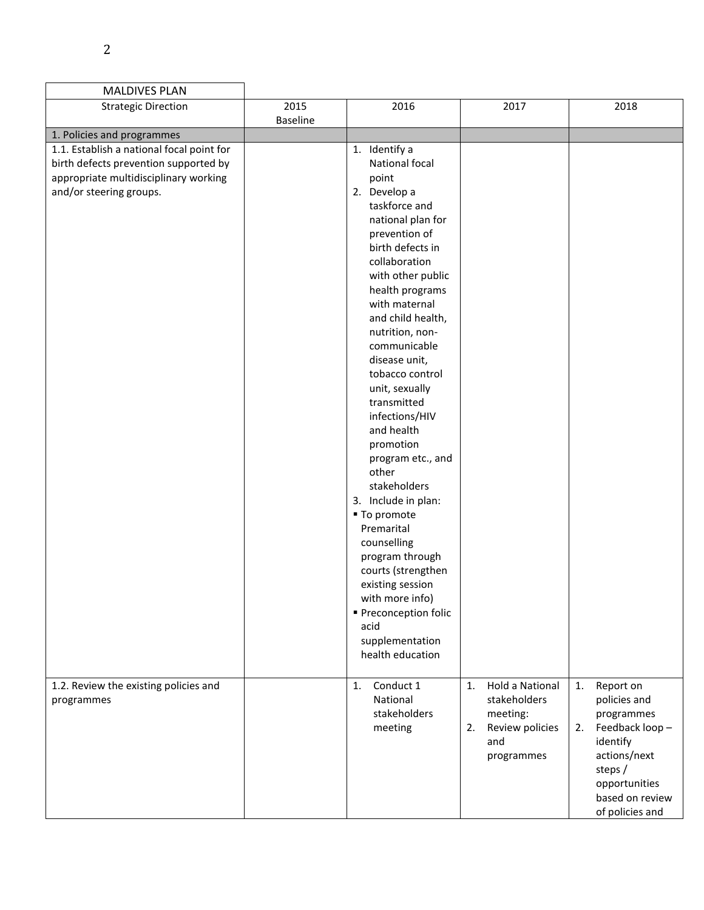| MALDIVES PLAN | | | | |
|---|---|---|---|---|
| Strategic Direction | 2015 Baseline | 2016 | 2017 | 2018 |
| 1. Policies and programmes | | | | |
| 1.1. Establish a national focal point for birth defects prevention supported by appropriate multidisciplinary working and/or steering groups. | | 1. Identify a National focal point<br>2. Develop a taskforce and national plan for prevention of birth defects in collaboration with other public health programs with maternal and child health, nutrition, non-communicable disease unit, tobacco control unit, sexually transmitted infections/HIV and health promotion program etc., and other stakeholders<br>3. Include in plan:<br>▪ To promote Premarital counselling program through courts (strengthen existing session with more info)<br>▪ Preconception folic acid supplementation health education | | |
| 1.2. Review the existing policies and programmes | | 1. Conduct 1 National stakeholders meeting | 1. Hold a National stakeholders meeting:<br>2. Review policies and programmes | 1. Report on policies and programmes<br>2. Feedback loop – identify actions/next steps / opportunities based on review of policies and |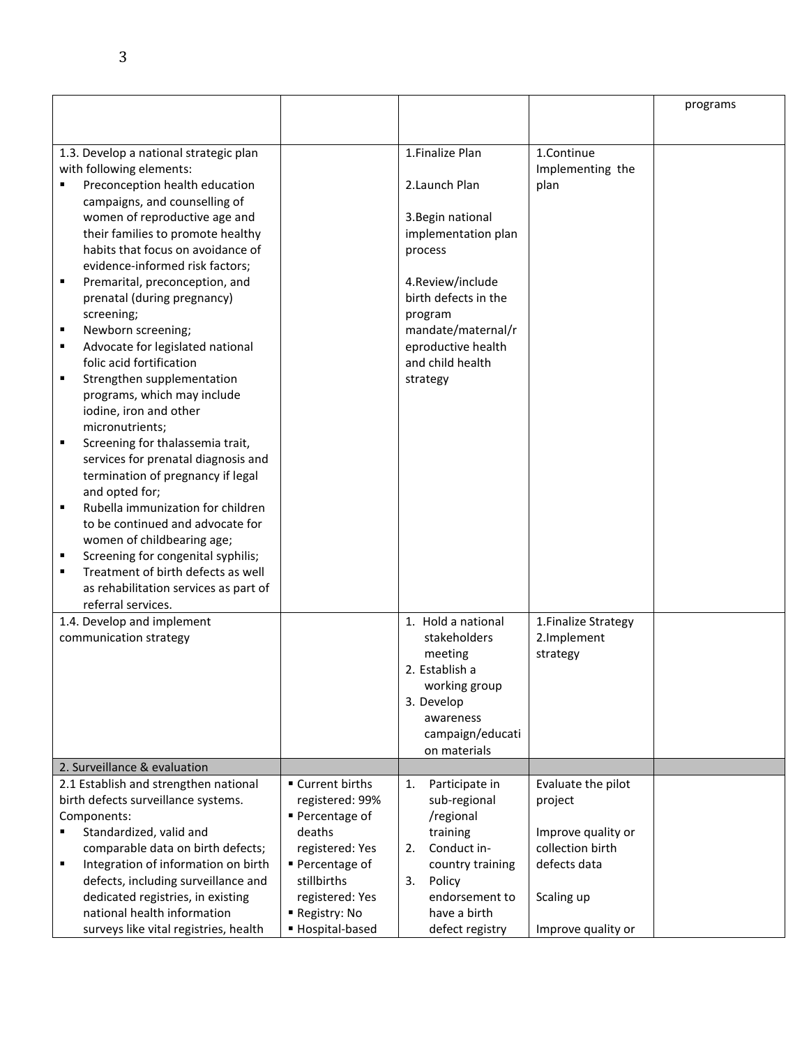| | | | | |
|---|---|---|---|---|
| | | | | programs |
| 1.3. Develop a national strategic plan with following elements:<br>▪ Preconception health education campaigns, and counselling of women of reproductive age and their families to promote healthy habits that focus on avoidance of evidence-informed risk factors;<br>▪ Premarital, preconception, and prenatal (during pregnancy) screening;<br>▪ Newborn screening;<br>▪ Advocate for legislated national folic acid fortification<br>▪ Strengthen supplementation programs, which may include iodine, iron and other micronutrients;<br>▪ Screening for thalassemia trait, services for prenatal diagnosis and termination of pregnancy if legal and opted for;<br>▪ Rubella immunization for children to be continued and advocate for women of childbearing age;<br>▪ Screening for congenital syphilis;<br>▪ Treatment of birth defects as well as rehabilitation services as part of referral services. | | 1.Finalize Plan<br><br>2.Launch Plan<br><br>3.Begin national implementation plan process<br><br>4.Review/include birth defects in the program mandate/maternal/reproductive health and child health strategy | 1.Continue Implementing the plan | |
| 1.4. Develop and implement communication strategy | | 1. Hold a national stakeholders meeting<br>2. Establish a working group<br>3. Develop awareness campaign/education materials | 1.Finalize Strategy<br>2.Implement strategy | |
| 2. Surveillance & evaluation | | | | |
| 2.1 Establish and strengthen national birth defects surveillance systems. Components:<br>▪ Standardized, valid and comparable data on birth defects;<br>▪ Integration of information on birth defects, including surveillance and dedicated registries, in existing national health information surveys like vital registries, health | ▪ Current births registered: 99%<br>▪ Percentage of deaths registered: Yes<br>▪ Percentage of stillbirths registered: Yes<br>▪ Registry: No<br>▪ Hospital-based | 1. Participate in sub-regional /regional training<br>2. Conduct in-country training<br>3. Policy endorsement to have a birth defect registry | Evaluate the pilot project<br><br>Improve quality or collection birth defects data<br><br>Scaling up<br><br>Improve quality or | |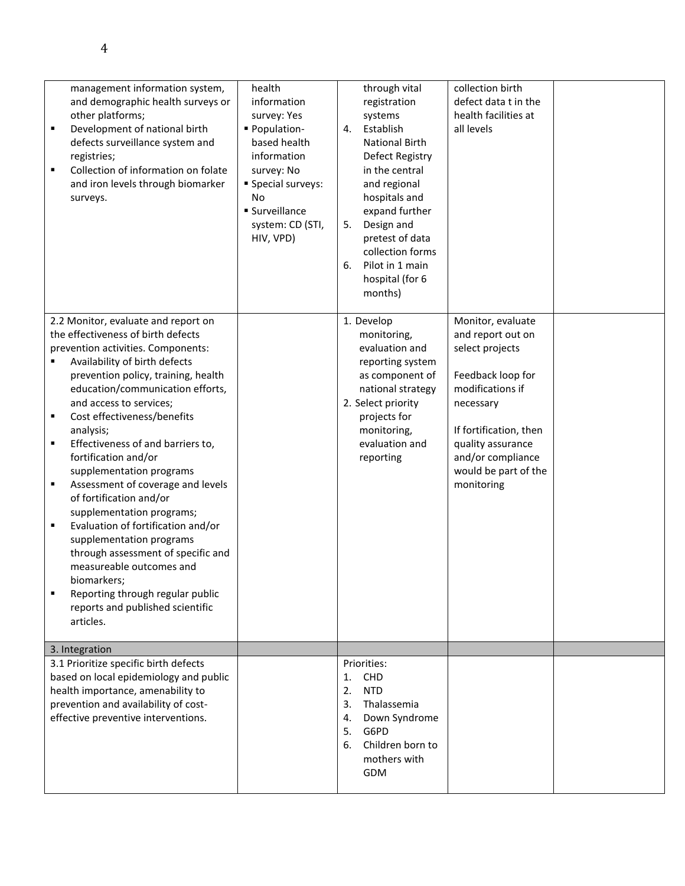| | | | | |
|---|---|---|---|---|
| management information system, and demographic health surveys or other platforms;<br>▪ Development of national birth defects surveillance system and registries;<br>▪ Collection of information on folate and iron levels through biomarker surveys. | health information survey: Yes<br>▪ Population-based health information survey: No<br>▪ Special surveys: No<br>▪ Surveillance system: CD (STI, HIV, VPD) | through vital registration systems<br>4. Establish National Birth Defect Registry in the central and regional hospitals and expand further<br>5. Design and pretest of data collection forms<br>6. Pilot in 1 main hospital (for 6 months) | collection birth defect data t in the health facilities at all levels | |
| 2.2 Monitor, evaluate and report on the effectiveness of birth defects prevention activities. Components:<br>▪ Availability of birth defects prevention policy, training, health education/communication efforts, and access to services;<br>▪ Cost effectiveness/benefits analysis;<br>▪ Effectiveness of and barriers to, fortification and/or supplementation programs<br>▪ Assessment of coverage and levels of fortification and/or supplementation programs;<br>▪ Evaluation of fortification and/or supplementation programs through assessment of specific and measureable outcomes and biomarkers;<br>▪ Reporting through regular public reports and published scientific articles. | | 1. Develop monitoring, evaluation and reporting system as component of national strategy<br>2. Select priority projects for monitoring, evaluation and reporting | Monitor, evaluate and report out on select projects<br><br>Feedback loop for modifications if necessary<br><br>If fortification, then quality assurance and/or compliance would be part of the monitoring | |
| 3. Integration | | | | |
| 3.1 Prioritize specific birth defects based on local epidemiology and public health importance, amenability to prevention and availability of cost-effective preventive interventions. | | Priorities:<br>1. CHD<br>2. NTD<br>3. Thalassemia<br>4. Down Syndrome<br>5. G6PD<br>6. Children born to mothers with GDM | | |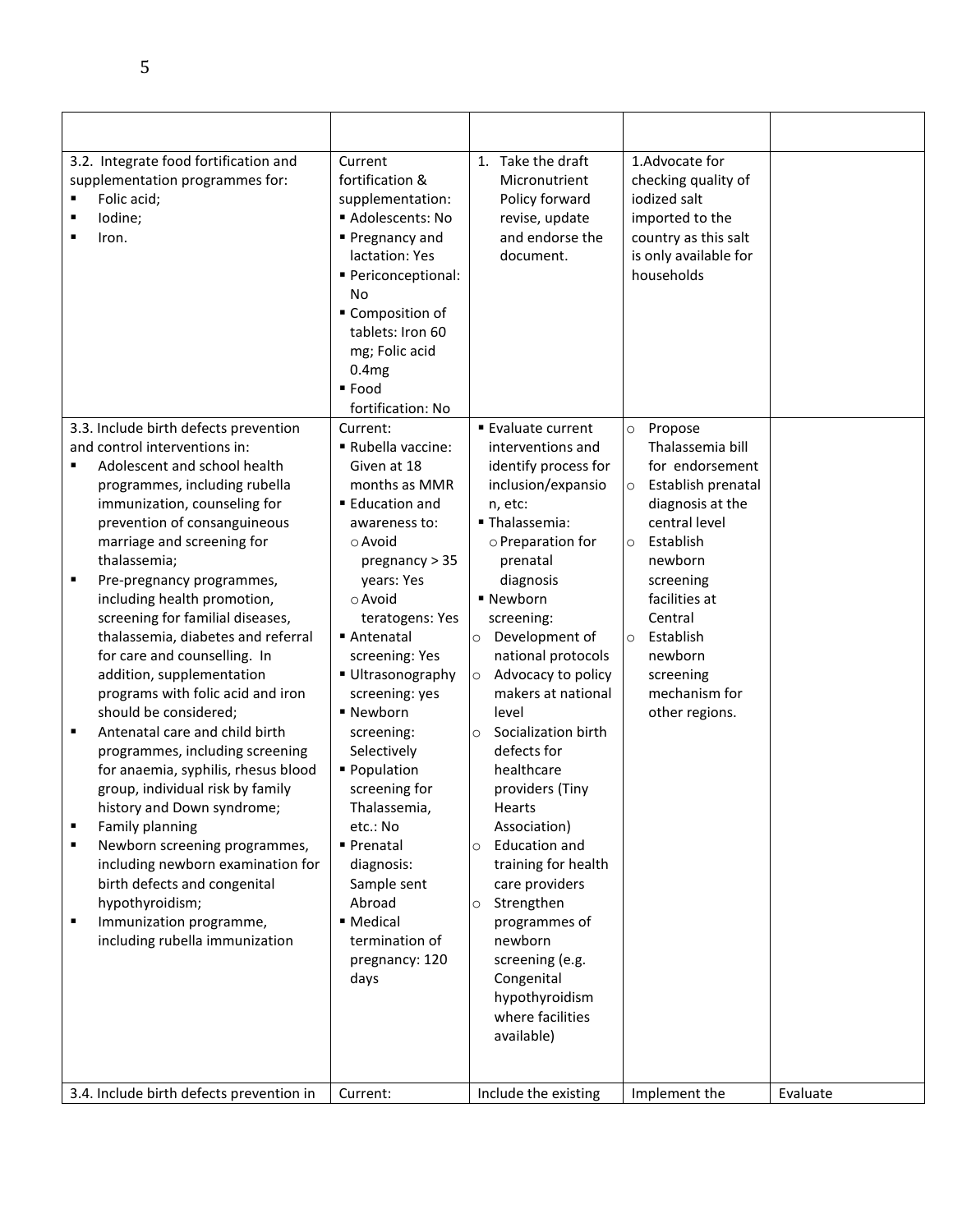| | | | | |
|---|---|---|---|---|
| 3.2. Integrate food fortification and supplementation programmes for:<br>▪ Folic acid;<br>▪ Iodine;<br>▪ Iron. | Current fortification & supplementation:<br>▪ Adolescents: No<br>▪ Pregnancy and lactation: Yes<br>▪ Periconceptional: No<br>▪ Composition of tablets: Iron 60 mg; Folic acid 0.4mg<br>▪ Food fortification: No | 1. Take the draft Micronutrient Policy forward revise, update and endorse the document. | 1.Advocate for checking quality of iodized salt imported to the country as this salt is only available for households | |
| 3.3. Include birth defects prevention and control interventions in:<br>▪ Adolescent and school health programmes, including rubella immunization, counseling for prevention of consanguineous marriage and screening for thalassemia;<br>▪ Pre-pregnancy programmes, including health promotion, screening for familial diseases, thalassemia, diabetes and referral for care and counselling. In addition, supplementation programs with folic acid and iron should be considered;<br>▪ Antenatal care and child birth programmes, including screening for anaemia, syphilis, rhesus blood group, individual risk by family history and Down syndrome;<br>▪ Family planning<br>▪ Newborn screening programmes, including newborn examination for birth defects and congenital hypothyroidism;<br>▪ Immunization programme, including rubella immunization | Current:<br>▪ Rubella vaccine: Given at 18 months as MMR<br>▪ Education and awareness to:<br>○ Avoid pregnancy > 35 years: Yes<br>○ Avoid teratogens: Yes<br>▪ Antenatal screening: Yes<br>▪ Ultrasonography screening: yes<br>▪ Newborn screening: Selectively<br>▪ Population screening for Thalassemia, etc.: No<br>▪ Prenatal diagnosis: Sample sent Abroad<br>▪ Medical termination of pregnancy: 120 days | ▪ Evaluate current interventions and identify process for inclusion/expansion, etc:<br>▪ Thalassemia:<br>○ Preparation for prenatal diagnosis<br>▪ Newborn screening:<br>○ Development of national protocols<br>○ Advocacy to policy makers at national level<br>○ Socialization birth defects for healthcare providers (Tiny Hearts Association)<br>○ Education and training for health care providers<br>○ Strengthen programmes of newborn screening (e.g. Congenital hypothyroidism where facilities available) | ○ Propose Thalassemia bill for endorsement<br>○ Establish prenatal diagnosis at the central level<br>○ Establish newborn screening facilities at Central<br>○ Establish newborn screening mechanism for other regions. | |
| 3.4. Include birth defects prevention in | Current: | Include the existing | Implement the | Evaluate |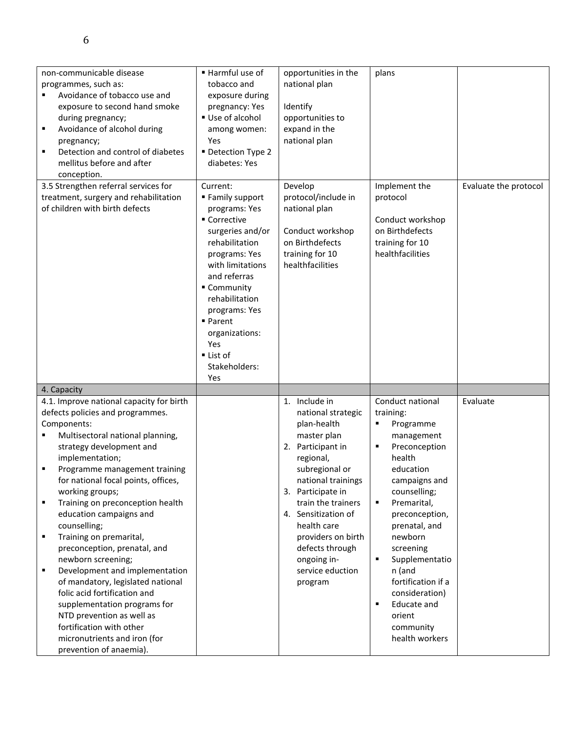| non-communicable disease programmes, such as:<br>▪ Avoidance of tobacco use and exposure to second hand smoke during pregnancy;<br>▪ Avoidance of alcohol during pregnancy;<br>▪ Detection and control of diabetes mellitus before and after conception. | ▪ Harmful use of tobacco and exposure during pregnancy: Yes<br>▪ Use of alcohol among women: Yes<br>▪ Detection Type 2 diabetes: Yes | opportunities in the national plan<br><br>Identify opportunities to expand in the national plan | plans | |
|---|---|---|---|---|
| 3.5 Strengthen referral services for treatment, surgery and rehabilitation of children with birth defects | Current:<br>▪ Family support programs: Yes<br>▪ Corrective surgeries and/or rehabilitation programs: Yes with limitations and referras<br>▪ Community rehabilitation programs: Yes<br>▪ Parent organizations: Yes<br>▪ List of Stakeholders: Yes | Develop protocol/include in national plan<br><br>Conduct workshop on Birthdefects training for 10 healthfacilities | Implement the protocol<br><br>Conduct workshop on Birthdefects training for 10 healthfacilities | Evaluate the protocol |
| 4. Capacity | | | | |
| 4.1. Improve national capacity for birth defects policies and programmes.<br>Components:<br>▪ Multisectoral national planning, strategy development and implementation;<br>▪ Programme management training for national focal points, offices, working groups;<br>▪ Training on preconception health education campaigns and counselling;<br>▪ Training on premarital, preconception, prenatal, and newborn screening;<br>▪ Development and implementation of mandatory, legislated national folic acid fortification and supplementation programs for NTD prevention as well as fortification with other micronutrients and iron (for prevention of anaemia). | | 1. Include in national strategic plan-health master plan<br>2. Participant in regional, subregional or national trainings<br>3. Participate in train the trainers<br>4. Sensitization of health care providers on birth defects through ongoing in-service eduction program | Conduct national training:<br>▪ Programme management<br>▪ Preconception health education campaigns and counselling;<br>▪ Premarital, preconception, prenatal, and newborn screening<br>▪ Supplementation (and fortification if a consideration)<br>▪ Educate and orient community health workers | Evaluate |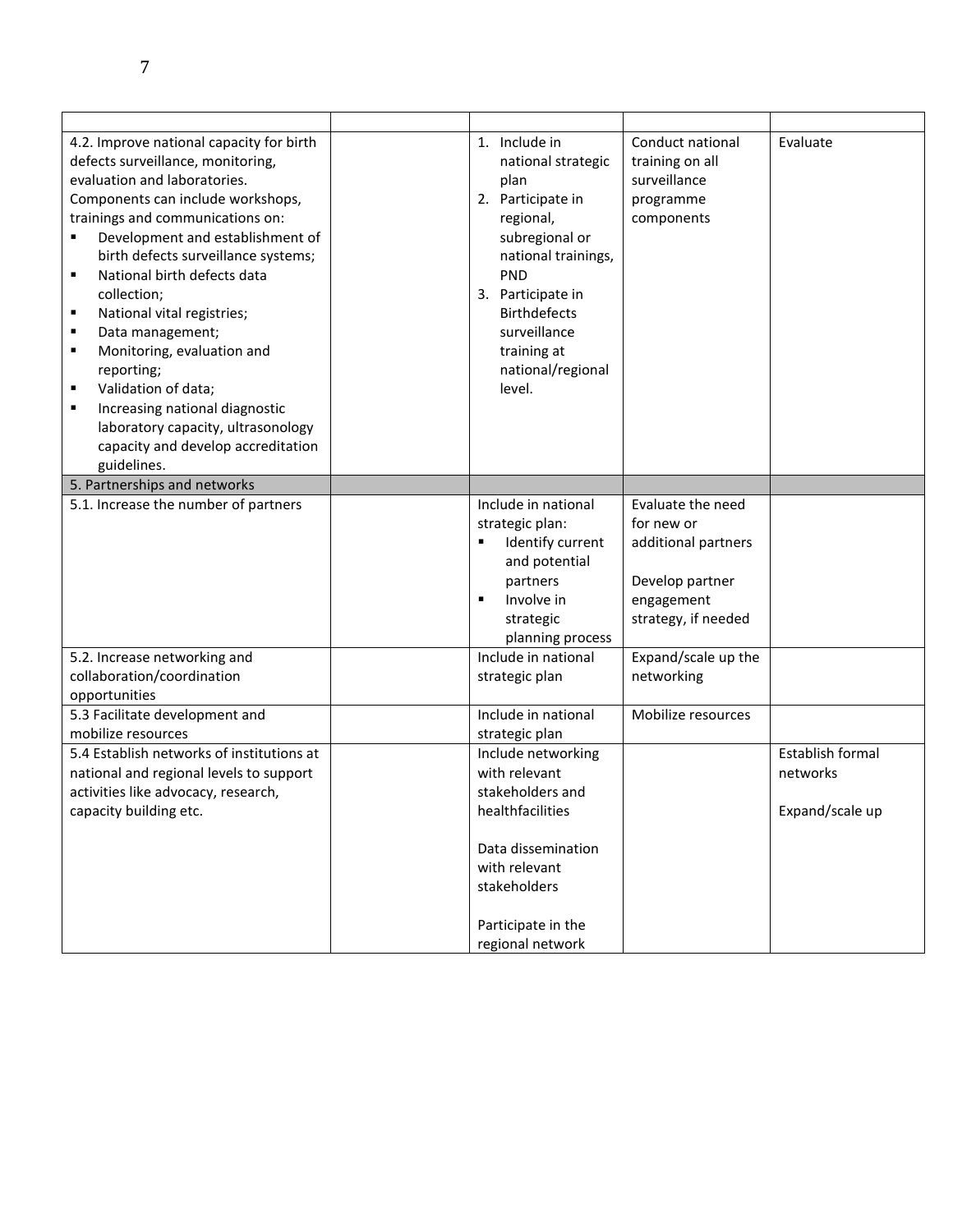| | | | | |
|---|---|---|---|---|
| 4.2. Improve national capacity for birth defects surveillance, monitoring, evaluation and laboratories. Components can include workshops, trainings and communications on: <br>▪ Development and establishment of birth defects surveillance systems; <br>▪ National birth defects data collection; <br>▪ National vital registries; <br>▪ Data management; <br>▪ Monitoring, evaluation and reporting; <br>▪ Validation of data; <br>▪ Increasing national diagnostic laboratory capacity, ultrasonology capacity and develop accreditation guidelines. | | 1. Include in national strategic plan <br>2. Participate in regional, subregional or national trainings, PND <br>3. Participate in Birthdefects surveillance training at national/regional level. | Conduct national training on all surveillance programme components | Evaluate |
| 5. Partnerships and networks | | | | |
| 5.1. Increase the number of partners | | Include in national strategic plan: <br>▪ Identify current and potential partners <br>▪ Involve in strategic planning process | Evaluate the need for new or additional partners <br><br>Develop partner engagement strategy, if needed | |
| 5.2. Increase networking and collaboration/coordination opportunities | | Include in national strategic plan | Expand/scale up the networking | |
| 5.3 Facilitate development and mobilize resources | | Include in national strategic plan | Mobilize resources | |
| 5.4 Establish networks of institutions at national and regional levels to support activities like advocacy, research, capacity building etc. | | Include networking with relevant stakeholders and healthfacilities <br><br>Data dissemination with relevant stakeholders <br><br>Participate in the regional network | | Establish formal networks <br><br>Expand/scale up |